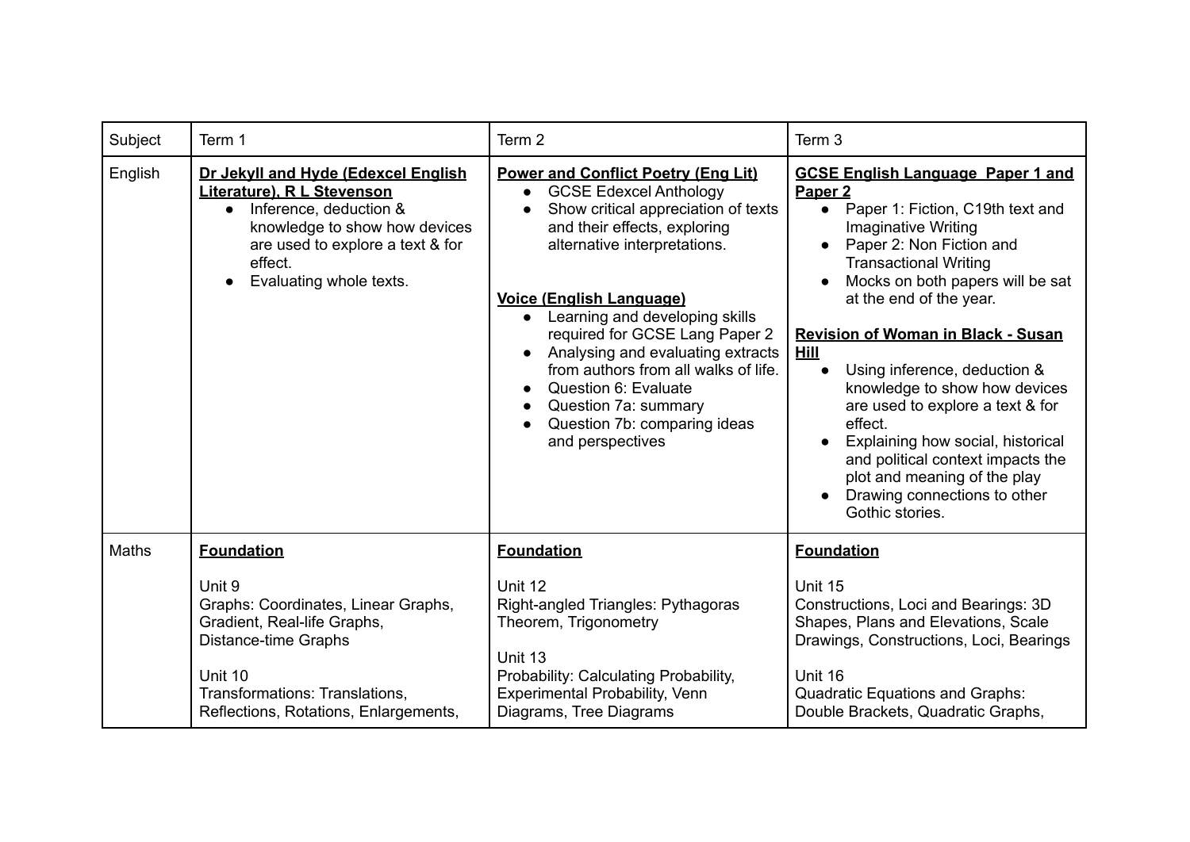| Subject | Term 1 | Term 2 | Term 3 |
| --- | --- | --- | --- |
| English | **Dr Jekyll and Hyde (Edexcel English Literature), R L Stevenson**<br>• Inference, deduction & knowledge to show how devices are used to explore a text & for effect.<br>• Evaluating whole texts. | **Power and Conflict Poetry (Eng Lit)**<br>• GCSE Edexcel Anthology<br>• Show critical appreciation of texts and their effects, exploring alternative interpretations.<br><br>**Voice (English Language)**<br>• Learning and developing skills required for GCSE Lang Paper 2<br>• Analysing and evaluating extracts from authors from all walks of life.<br>• Question 6: Evaluate<br>• Question 7a: summary<br>• Question 7b: comparing ideas and perspectives | **GCSE English Language Paper 1 and Paper 2**<br>• Paper 1: Fiction, C19th text and Imaginative Writing<br>• Paper 2: Non Fiction and Transactional Writing<br>• Mocks on both papers will be sat at the end of the year.<br><br>**Revision of Woman in Black - Susan Hill**<br>• Using inference, deduction & knowledge to show how devices are used to explore a text & for effect.<br>• Explaining how social, historical and political context impacts the plot and meaning of the play<br>• Drawing connections to other Gothic stories. |
| Maths | **Foundation**<br><br>Unit 9<br>Graphs: Coordinates, Linear Graphs, Gradient, Real-life Graphs, Distance-time Graphs<br><br>Unit 10<br>Transformations: Translations, Reflections, Rotations, Enlargements, | **Foundation**<br><br>Unit 12<br>Right-angled Triangles: Pythagoras Theorem, Trigonometry<br><br>Unit 13<br>Probability: Calculating Probability, Experimental Probability, Venn Diagrams, Tree Diagrams | **Foundation**<br><br>Unit 15<br>Constructions, Loci and Bearings: 3D Shapes, Plans and Elevations, Scale Drawings, Constructions, Loci, Bearings<br><br>Unit 16<br>Quadratic Equations and Graphs: Double Brackets, Quadratic Graphs, |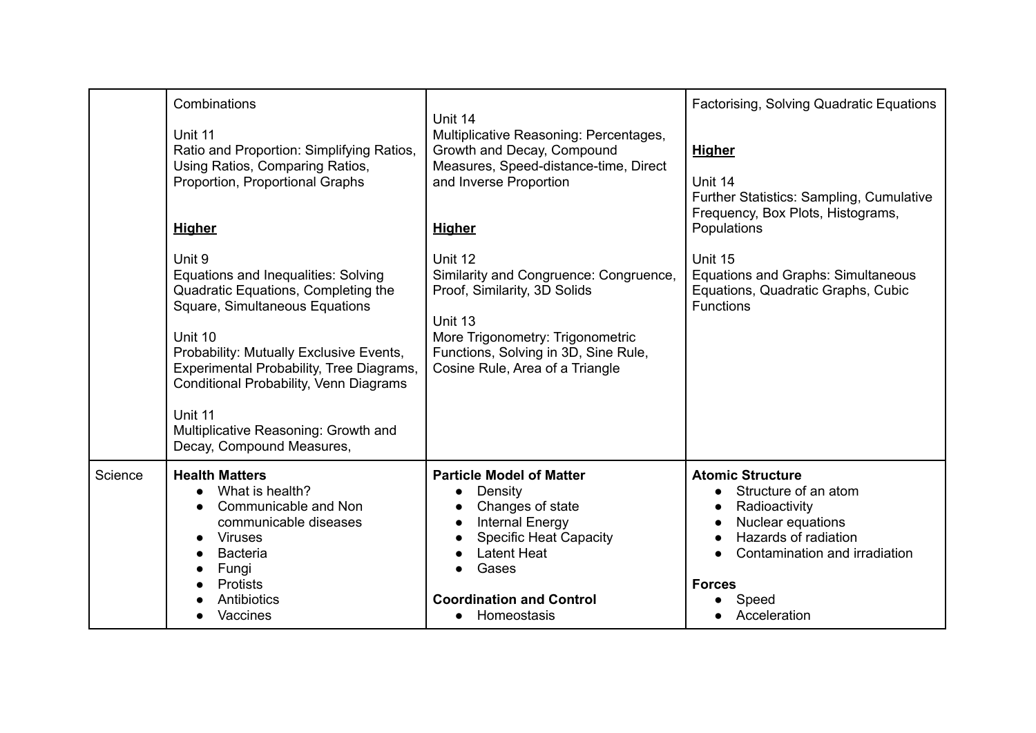| | | | |
|---|---|---|---|
| | Combinations<br><br>Unit 11<br>Ratio and Proportion: Simplifying Ratios, Using Ratios, Comparing Ratios, Proportion, Proportional Graphs<br><br>**Higher**<br><br>Unit 9<br>Equations and Inequalities: Solving Quadratic Equations, Completing the Square, Simultaneous Equations<br><br>Unit 10<br>Probability: Mutually Exclusive Events, Experimental Probability, Tree Diagrams, Conditional Probability, Venn Diagrams<br><br>Unit 11<br>Multiplicative Reasoning: Growth and Decay, Compound Measures, | Unit 14<br>Multiplicative Reasoning: Percentages, Growth and Decay, Compound Measures, Speed-distance-time, Direct and Inverse Proportion<br><br>**Higher**<br><br>Unit 12<br>Similarity and Congruence: Congruence, Proof, Similarity, 3D Solids<br><br>Unit 13<br>More Trigonometry: Trigonometric Functions, Solving in 3D, Sine Rule, Cosine Rule, Area of a Triangle | Factorising, Solving Quadratic Equations<br><br>**Higher**<br><br>Unit 14<br>Further Statistics: Sampling, Cumulative Frequency, Box Plots, Histograms, Populations<br><br>Unit 15<br>Equations and Graphs: Simultaneous Equations, Quadratic Graphs, Cubic Functions |
| Science | **Health Matters**<br>● What is health?<br>● Communicable and Non communicable diseases<br>● Viruses<br>● Bacteria<br>● Fungi<br>● Protists<br>● Antibiotics<br>● Vaccines | **Particle Model of Matter**<br>● Density<br>● Changes of state<br>● Internal Energy<br>● Specific Heat Capacity<br>● Latent Heat<br>● Gases<br><br>**Coordination and Control**<br>● Homeostasis | **Atomic Structure**<br>● Structure of an atom<br>● Radioactivity<br>● Nuclear equations<br>● Hazards of radiation<br>● Contamination and irradiation<br><br>**Forces**<br>● Speed<br>● Acceleration |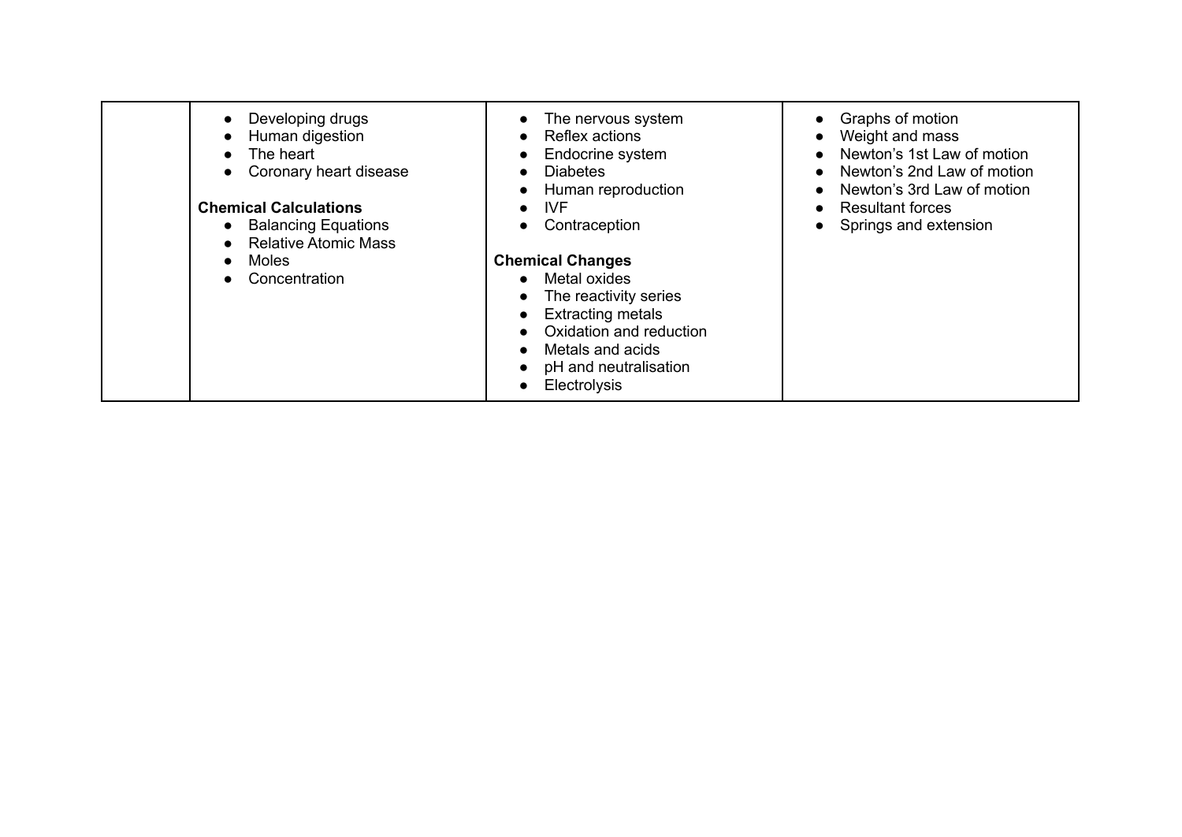| | | | |
|---|---|---|---|
| | • Developing drugs<br>• Human digestion<br>• The heart<br>• Coronary heart disease<br><br>**Chemical Calculations**<br>• Balancing Equations<br>• Relative Atomic Mass<br>• Moles<br>• Concentration | • The nervous system<br>• Reflex actions<br>• Endocrine system<br>• Diabetes<br>• Human reproduction<br>• IVF<br>• Contraception<br><br>**Chemical Changes**<br>• Metal oxides<br>• The reactivity series<br>• Extracting metals<br>• Oxidation and reduction<br>• Metals and acids<br>• pH and neutralisation<br>• Electrolysis | • Graphs of motion<br>• Weight and mass<br>• Newton's 1st Law of motion<br>• Newton's 2nd Law of motion<br>• Newton's 3rd Law of motion<br>• Resultant forces<br>• Springs and extension |